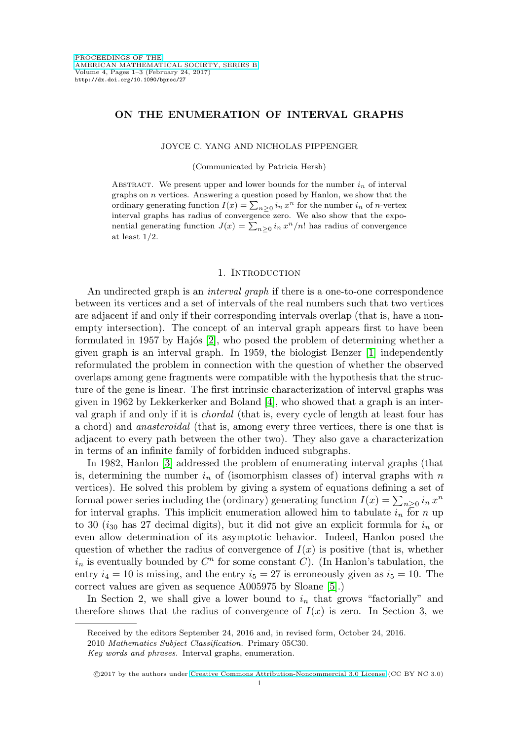# ON THE ENUMERATION OF INTERVAL GRAPHS

JOYCE C. YANG AND NICHOLAS PIPPENGER

(Communicated by Patricia Hersh)

Abstract. We present upper and lower bounds for the number $i_n$ of interval graphs on $n$ vertices. Answering a question posed by Hanlon, we show that the ordinary generating function $I(x) = \sum_{n\geq 0} i_n\, x^n$ for the number $i_n$ of $n$-vertex interval graphs has radius of convergence zero. We also show that the exponential generating function $J(x) = \sum_{n\geq 0} i_n\, x^n/n!$ has radius of convergence at least 1/2.

## 1. Introduction

An undirected graph is an *interval graph* if there is a one-to-one correspondence between its vertices and a set of intervals of the real numbers such that two vertices are adjacent if and only if their corresponding intervals overlap (that is, have a nonempty intersection). The concept of an interval graph appears first to have been formulated in 1957 by Hajós [2], who posed the problem of determining whether a given graph is an interval graph. In 1959, the biologist Benzer [1] independently reformulated the problem in connection with the question of whether the observed overlaps among gene fragments were compatible with the hypothesis that the structure of the gene is linear. The first intrinsic characterization of interval graphs was given in 1962 by Lekkerkerker and Boland [4], who showed that a graph is an interval graph if and only if it is *chordal* (that is, every cycle of length at least four has a chord) and *anasteroidal* (that is, among every three vertices, there is one that is adjacent to every path between the other two). They also gave a characterization in terms of an infinite family of forbidden induced subgraphs.

In 1982, Hanlon [3] addressed the problem of enumerating interval graphs (that is, determining the number $i_n$ of (isomorphism classes of) interval graphs with $n$ vertices). He solved this problem by giving a system of equations defining a set of formal power series including the (ordinary) generating function $I(x) = \sum_{n\geq 0} i_n\, x^n$ for interval graphs. This implicit enumeration allowed him to tabulate $i_n$ for $n$ up to 30 ($i_{30}$ has 27 decimal digits), but it did not give an explicit formula for $i_n$ or even allow determination of its asymptotic behavior. Indeed, Hanlon posed the question of whether the radius of convergence of $I(x)$ is positive (that is, whether $i_n$ is eventually bounded by $C^n$ for some constant $C$). (In Hanlon's tabulation, the entry $i_4 = 10$ is missing, and the entry $i_5 = 27$ is erroneously given as $i_5 = 10$. The correct values are given as sequence A005975 by Sloane [5].)

In Section 2, we shall give a lower bound to $i_n$ that grows "factorially" and therefore shows that the radius of convergence of $I(x)$ is zero. In Section 3, we

---

Received by the editors September 24, 2016 and, in revised form, October 24, 2016.

2010 *Mathematics Subject Classification.* Primary 05C30.

*Key words and phrases.* Interval graphs, enumeration.

©2017 by the authors under Creative Commons Attribution-Noncommercial 3.0 License (CC BY NC 3.0)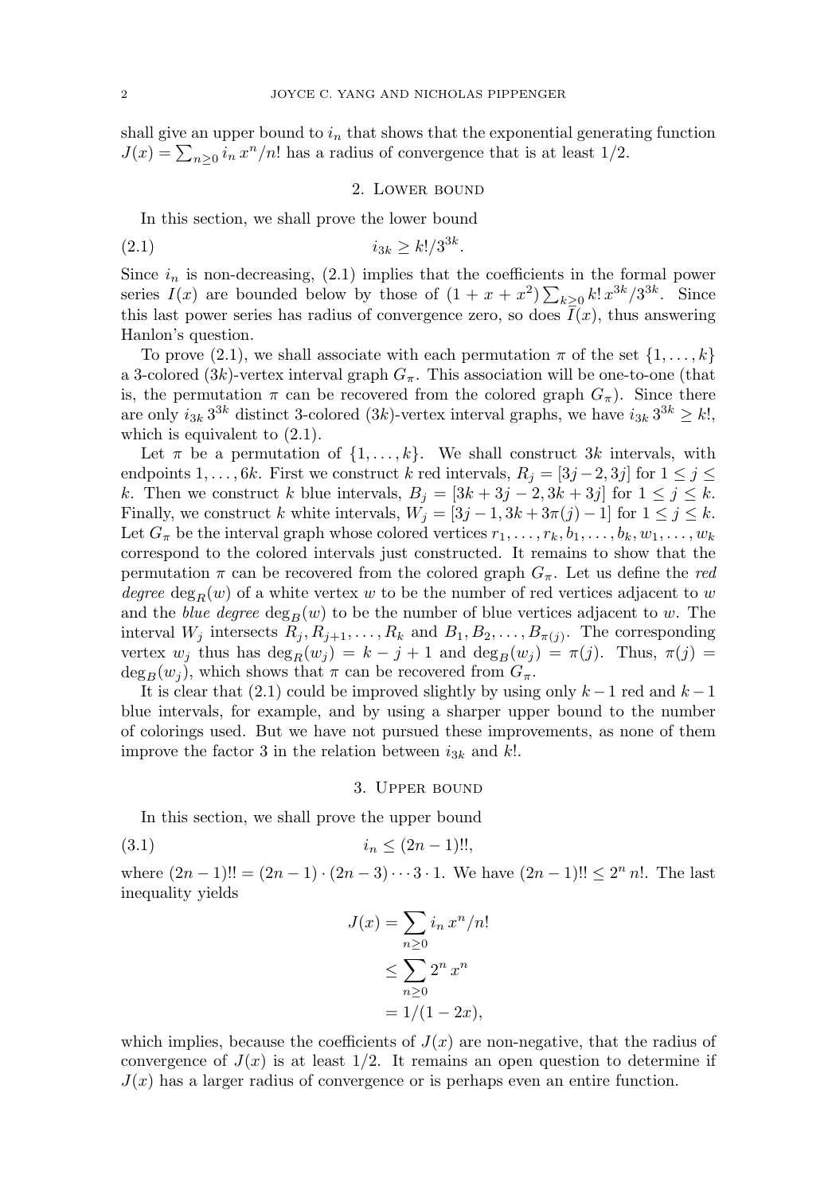shall give an upper bound to $i_n$ that shows that the exponential generating function $J(x) = \sum_{n \geq 0} i_n \, x^n/n!$ has a radius of convergence that is at least $1/2$.

## 2. Lower bound

In this section, we shall prove the lower bound

$$i_{3k} \geq k!/3^{3k}. \tag{2.1}$$

Since $i_n$ is non-decreasing, (2.1) implies that the coefficients in the formal power series $I(x)$ are bounded below by those of $(1 + x + x^2) \sum_{k \geq 0} k! \, x^{3k}/3^{3k}$. Since this last power series has radius of convergence zero, so does $I(x)$, thus answering Hanlon's question.

To prove (2.1), we shall associate with each permutation $\pi$ of the set $\{1, \ldots, k\}$ a 3-colored $(3k)$-vertex interval graph $G_\pi$. This association will be one-to-one (that is, the permutation $\pi$ can be recovered from the colored graph $G_\pi$). Since there are only $i_{3k} \, 3^{3k}$ distinct 3-colored $(3k)$-vertex interval graphs, we have $i_{3k} \, 3^{3k} \geq k!$, which is equivalent to (2.1).

Let $\pi$ be a permutation of $\{1, \ldots, k\}$. We shall construct $3k$ intervals, with endpoints $1, \ldots, 6k$. First we construct $k$ red intervals, $R_j = [3j-2, 3j]$ for $1 \leq j \leq k$. Then we construct $k$ blue intervals, $B_j = [3k + 3j - 2, 3k + 3j]$ for $1 \leq j \leq k$. Finally, we construct $k$ white intervals, $W_j = [3j - 1, 3k + 3\pi(j) - 1]$ for $1 \leq j \leq k$. Let $G_\pi$ be the interval graph whose colored vertices $r_1, \ldots, r_k, b_1, \ldots, b_k, w_1, \ldots, w_k$ correspond to the colored intervals just constructed. It remains to show that the permutation $\pi$ can be recovered from the colored graph $G_\pi$. Let us define the *red degree* $\deg_R(w)$ of a white vertex $w$ to be the number of red vertices adjacent to $w$ and the *blue degree* $\deg_B(w)$ to be the number of blue vertices adjacent to $w$. The interval $W_j$ intersects $R_j, R_{j+1}, \ldots, R_k$ and $B_1, B_2, \ldots, B_{\pi(j)}$. The corresponding vertex $w_j$ thus has $\deg_R(w_j) = k - j + 1$ and $\deg_B(w_j) = \pi(j)$. Thus, $\pi(j) = \deg_B(w_j)$, which shows that $\pi$ can be recovered from $G_\pi$.

It is clear that (2.1) could be improved slightly by using only $k-1$ red and $k-1$ blue intervals, for example, and by using a sharper upper bound to the number of colorings used. But we have not pursued these improvements, as none of them improve the factor 3 in the relation between $i_{3k}$ and $k!$.

## 3. Upper bound

In this section, we shall prove the upper bound

$$i_n \leq (2n-1)!!, \tag{3.1}$$

where $(2n-1)!! = (2n-1) \cdot (2n-3) \cdots 3 \cdot 1$. We have $(2n-1)!! \leq 2^n \, n!$. The last inequality yields

$$\begin{aligned} J(x) &= \sum_{n \geq 0} i_n \, x^n/n! \\ &\leq \sum_{n \geq 0} 2^n \, x^n \\ &= 1/(1-2x), \end{aligned}$$

which implies, because the coefficients of $J(x)$ are non-negative, that the radius of convergence of $J(x)$ is at least $1/2$. It remains an open question to determine if $J(x)$ has a larger radius of convergence or is perhaps even an entire function.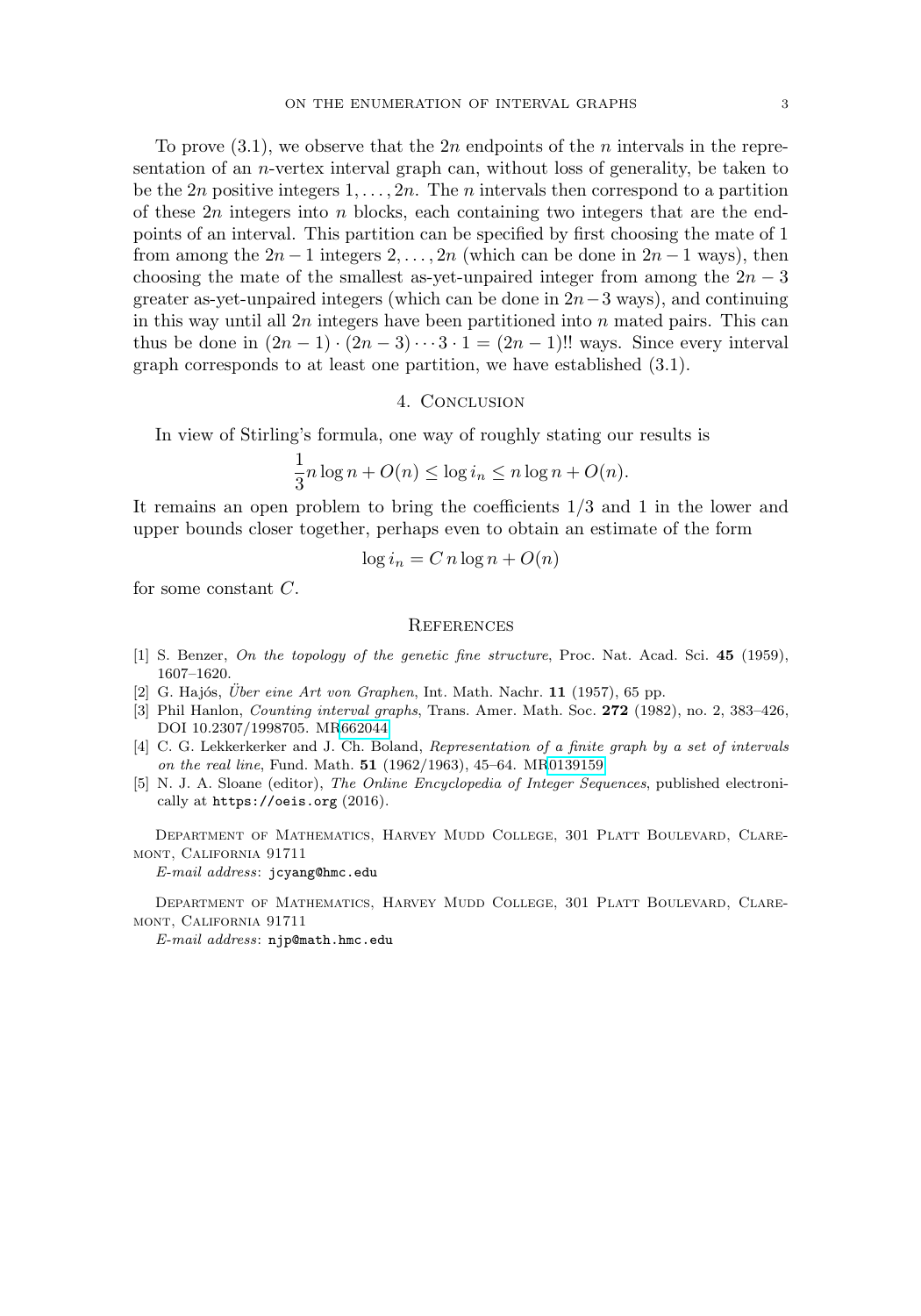To prove (3.1), we observe that the $2n$ endpoints of the $n$ intervals in the representation of an $n$-vertex interval graph can, without loss of generality, be taken to be the $2n$ positive integers $1, \ldots, 2n$. The $n$ intervals then correspond to a partition of these $2n$ integers into $n$ blocks, each containing two integers that are the endpoints of an interval. This partition can be specified by first choosing the mate of 1 from among the $2n-1$ integers $2, \ldots, 2n$ (which can be done in $2n-1$ ways), then choosing the mate of the smallest as-yet-unpaired integer from among the $2n-3$ greater as-yet-unpaired integers (which can be done in $2n-3$ ways), and continuing in this way until all $2n$ integers have been partitioned into $n$ mated pairs. This can thus be done in $(2n-1) \cdot (2n-3) \cdots 3 \cdot 1 = (2n-1)!!$ ways. Since every interval graph corresponds to at least one partition, we have established (3.1).

## 4. Conclusion

In view of Stirling's formula, one way of roughly stating our results is

$$\frac{1}{3} n \log n + O(n) \leq \log i_n \leq n \log n + O(n).$$

It remains an open problem to bring the coefficients $1/3$ and 1 in the lower and upper bounds closer together, perhaps even to obtain an estimate of the form

$$\log i_n = C\, n \log n + O(n)$$

for some constant $C$.

## References

[1] S. Benzer, *On the topology of the genetic fine structure*, Proc. Nat. Acad. Sci. **45** (1959), 1607–1620.

[2] G. Hajós, *Über eine Art von Graphen*, Int. Math. Nachr. **11** (1957), 65 pp.

[3] Phil Hanlon, *Counting interval graphs*, Trans. Amer. Math. Soc. **272** (1982), no. 2, 383–426, DOI 10.2307/1998705. MR662044

[4] C. G. Lekkerkerker and J. Ch. Boland, *Representation of a finite graph by a set of intervals on the real line*, Fund. Math. **51** (1962/1963), 45–64. MR0139159

[5] N. J. A. Sloane (editor), *The Online Encyclopedia of Integer Sequences*, published electronically at `https://oeis.org` (2016).

Department of Mathematics, Harvey Mudd College, 301 Platt Boulevard, Claremont, California 91711

*E-mail address*: `jcyang@hmc.edu`

Department of Mathematics, Harvey Mudd College, 301 Platt Boulevard, Claremont, California 91711

*E-mail address*: `njp@math.hmc.edu`